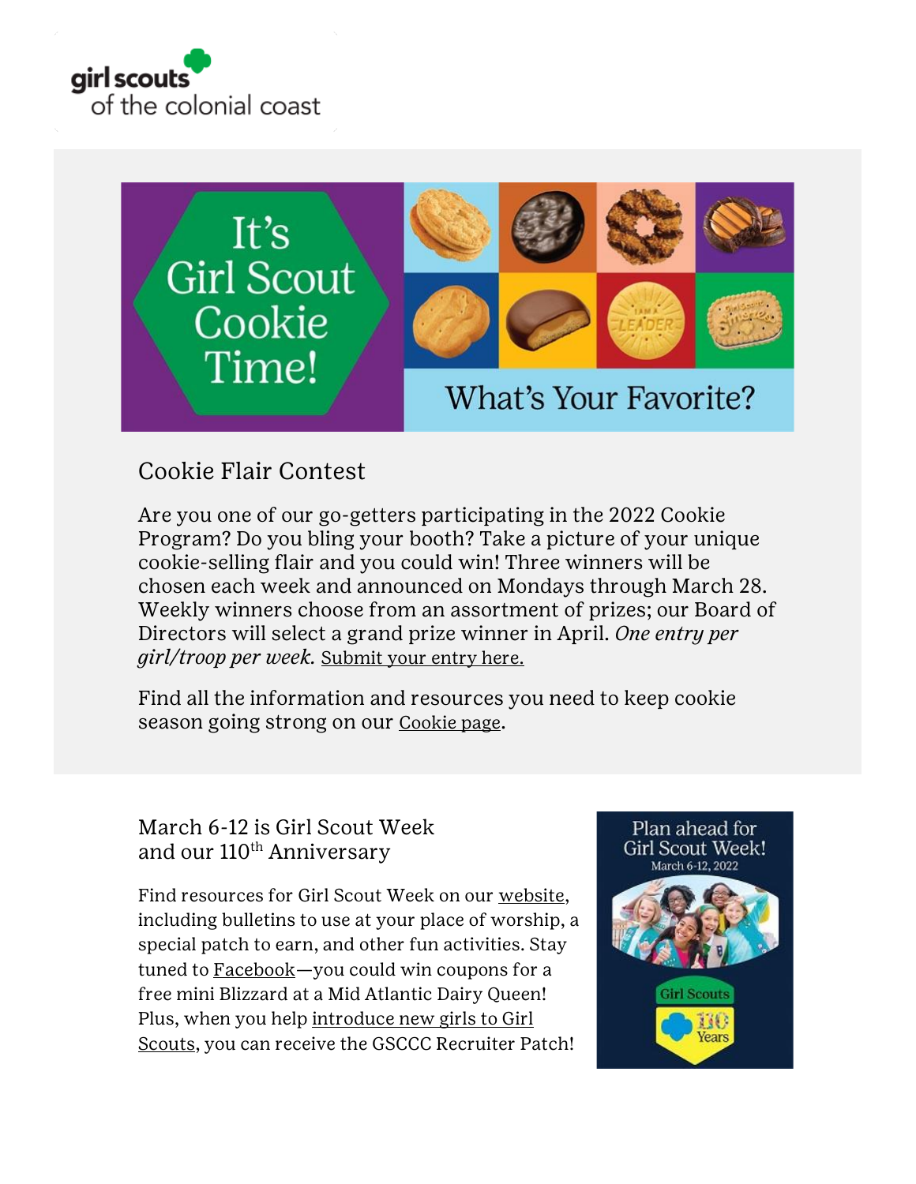## Cookie Flair Contest

Are you one of our go-getters participating in the 2022 Cookie Program? Do you bling your booth? Take a picture of your unique cookie-selling flair and you could win! Three winners will be chosen each week and announced on Mondays through March 28. Weekly winners choose from an assortment of prizes; our Board of Directors will select a grand prize winner in April. *One entry per girl/troop per week.* Submit your entry here.

Find all the information and resources you need to keep cookie season going strong on our Cookie page.

## March 6-12 is Girl Scout Week and our 110th Anniversary

Find resources for Girl Scout Week on our website, including bulletins to use at your place of worship, a special patch to earn, and other fun activities. Stay tuned to Facebook—you could win coupons for a free mini Blizzard at a Mid Atlantic Dairy Queen! Plus, when you help introduce new girls to Girl Scouts, you can receive the GSCCC Recruiter Patch!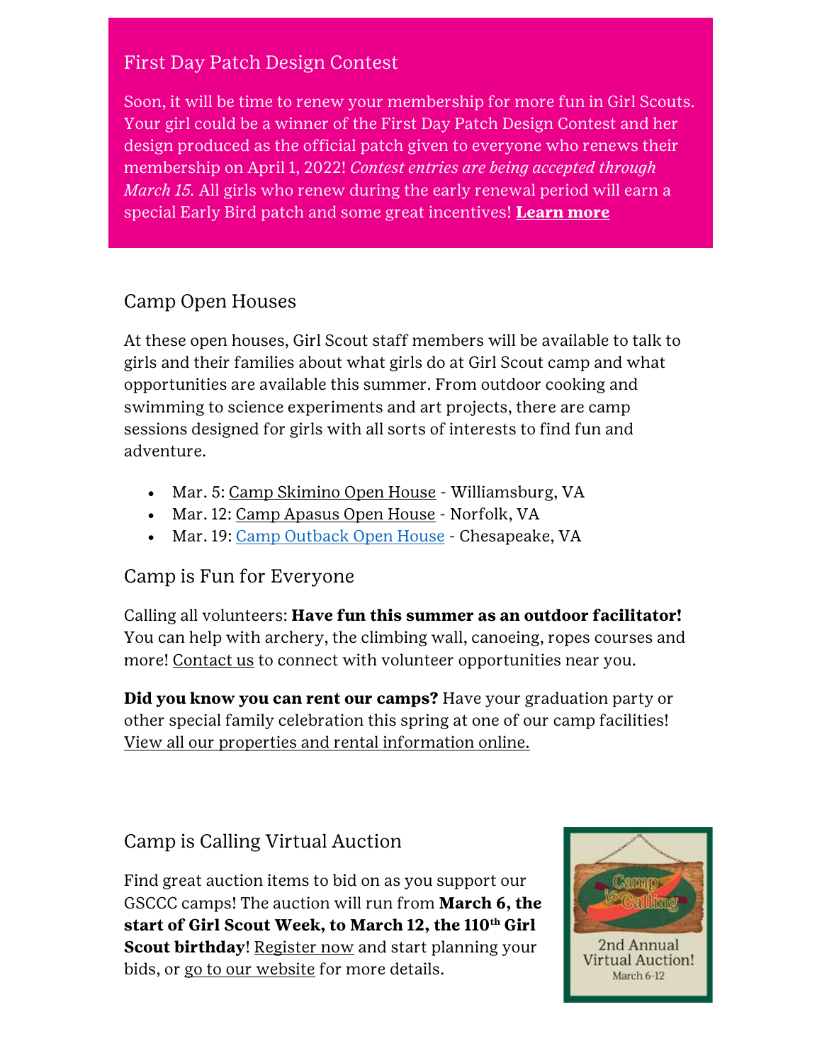## First Day Patch Design Contest

Soon, it will be time to renew your membership for more fun in Girl Scouts. Your girl could be a winner of the First Day Patch Design Contest and her design produced as the official patch given to everyone who renews their membership on April 1, 2022! *Contest entries are being accepted through March 15.* All girls who renew during the early renewal period will earn a special Early Bird patch and some great incentives! **Learn more**

## Camp Open Houses

At these open houses, Girl Scout staff members will be available to talk to girls and their families about what girls do at Girl Scout camp and what opportunities are available this summer. From outdoor cooking and swimming to science experiments and art projects, there are camp sessions designed for girls with all sorts of interests to find fun and adventure.

- Mar. 5: Camp Skimino Open House - Williamsburg, VA
- Mar. 12: Camp Apasus Open House - Norfolk, VA
- Mar. 19: Camp Outback Open House - Chesapeake, VA

## Camp is Fun for Everyone

Calling all volunteers: **Have fun this summer as an outdoor facilitator!** You can help with archery, the climbing wall, canoeing, ropes courses and more! Contact us to connect with volunteer opportunities near you.

**Did you know you can rent our camps?** Have your graduation party or other special family celebration this spring at one of our camp facilities! View all our properties and rental information online.

## Camp is Calling Virtual Auction

Find great auction items to bid on as you support our GSCCC camps! The auction will run from **March 6, the start of Girl Scout Week, to March 12, the 110th Girl Scout birthday**! Register now and start planning your bids, or go to our website for more details.

Camp is Calling

2nd Annual Virtual Auction!

March 6-12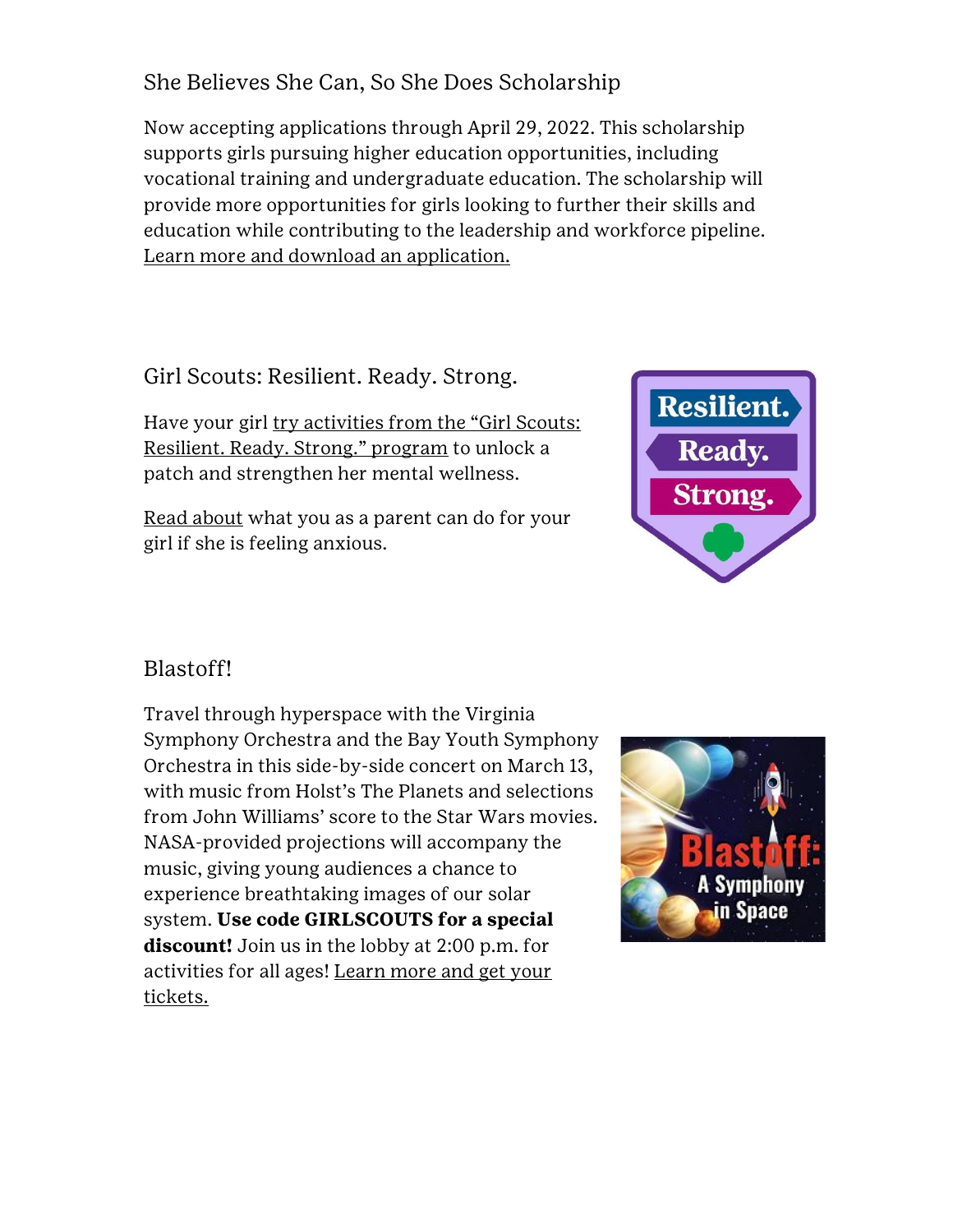## She Believes She Can, So She Does Scholarship

Now accepting applications through April 29, 2022. This scholarship supports girls pursuing higher education opportunities, including vocational training and undergraduate education. The scholarship will provide more opportunities for girls looking to further their skills and education while contributing to the leadership and workforce pipeline. Learn more and download an application.

## Girl Scouts: Resilient. Ready. Strong.

Have your girl try activities from the "Girl Scouts: Resilient. Ready. Strong." program to unlock a patch and strengthen her mental wellness.

Read about what you as a parent can do for your girl if she is feeling anxious.

## Blastoff!

Travel through hyperspace with the Virginia Symphony Orchestra and the Bay Youth Symphony Orchestra in this side-by-side concert on March 13, with music from Holst's The Planets and selections from John Williams' score to the Star Wars movies. NASA-provided projections will accompany the music, giving young audiences a chance to experience breathtaking images of our solar system. **Use code GIRLSCOUTS for a special discount!** Join us in the lobby at 2:00 p.m. for activities for all ages! Learn more and get your tickets.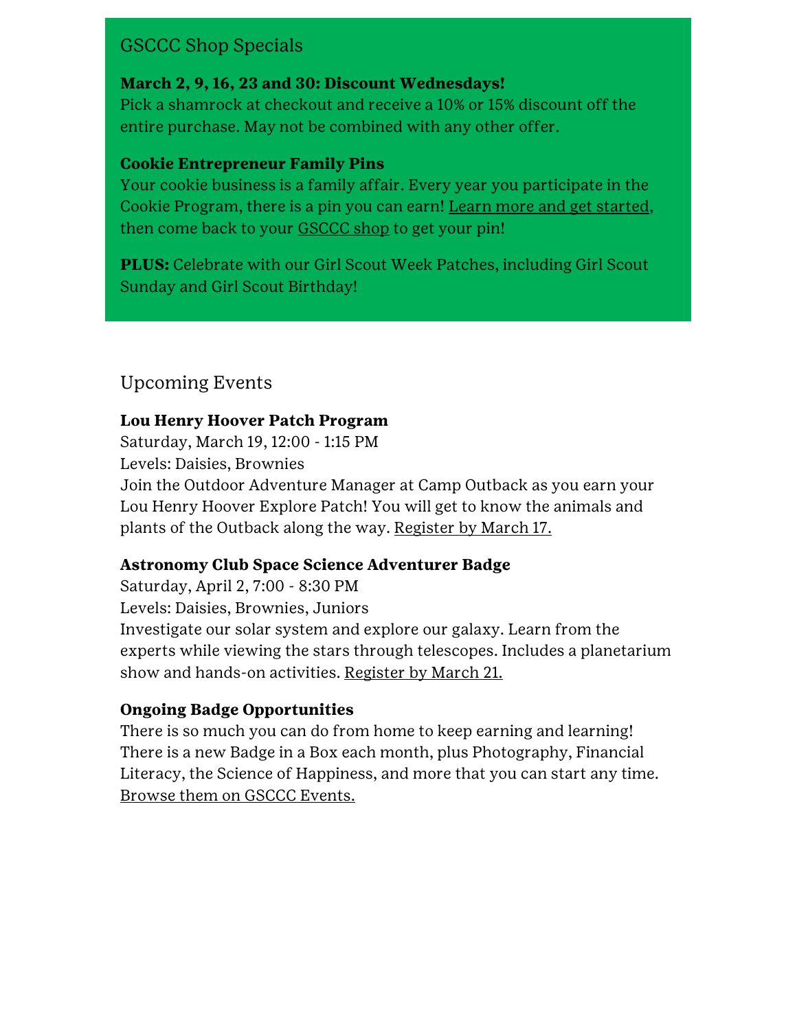## GSCCC Shop Specials

**March 2, 9, 16, 23 and 30: Discount Wednesdays!**
Pick a shamrock at checkout and receive a 10% or 15% discount off the entire purchase. May not be combined with any other offer.

**Cookie Entrepreneur Family Pins**
Your cookie business is a family affair. Every year you participate in the Cookie Program, there is a pin you can earn! Learn more and get started, then come back to your GSCCC shop to get your pin!

**PLUS:** Celebrate with our Girl Scout Week Patches, including Girl Scout Sunday and Girl Scout Birthday!

## Upcoming Events

**Lou Henry Hoover Patch Program**
Saturday, March 19, 12:00 - 1:15 PM
Levels: Daisies, Brownies
Join the Outdoor Adventure Manager at Camp Outback as you earn your Lou Henry Hoover Explore Patch! You will get to know the animals and plants of the Outback along the way. Register by March 17.

**Astronomy Club Space Science Adventurer Badge**
Saturday, April 2, 7:00 - 8:30 PM
Levels: Daisies, Brownies, Juniors
Investigate our solar system and explore our galaxy. Learn from the experts while viewing the stars through telescopes. Includes a planetarium show and hands-on activities. Register by March 21.

**Ongoing Badge Opportunities**
There is so much you can do from home to keep earning and learning! There is a new Badge in a Box each month, plus Photography, Financial Literacy, the Science of Happiness, and more that you can start any time. Browse them on GSCCC Events.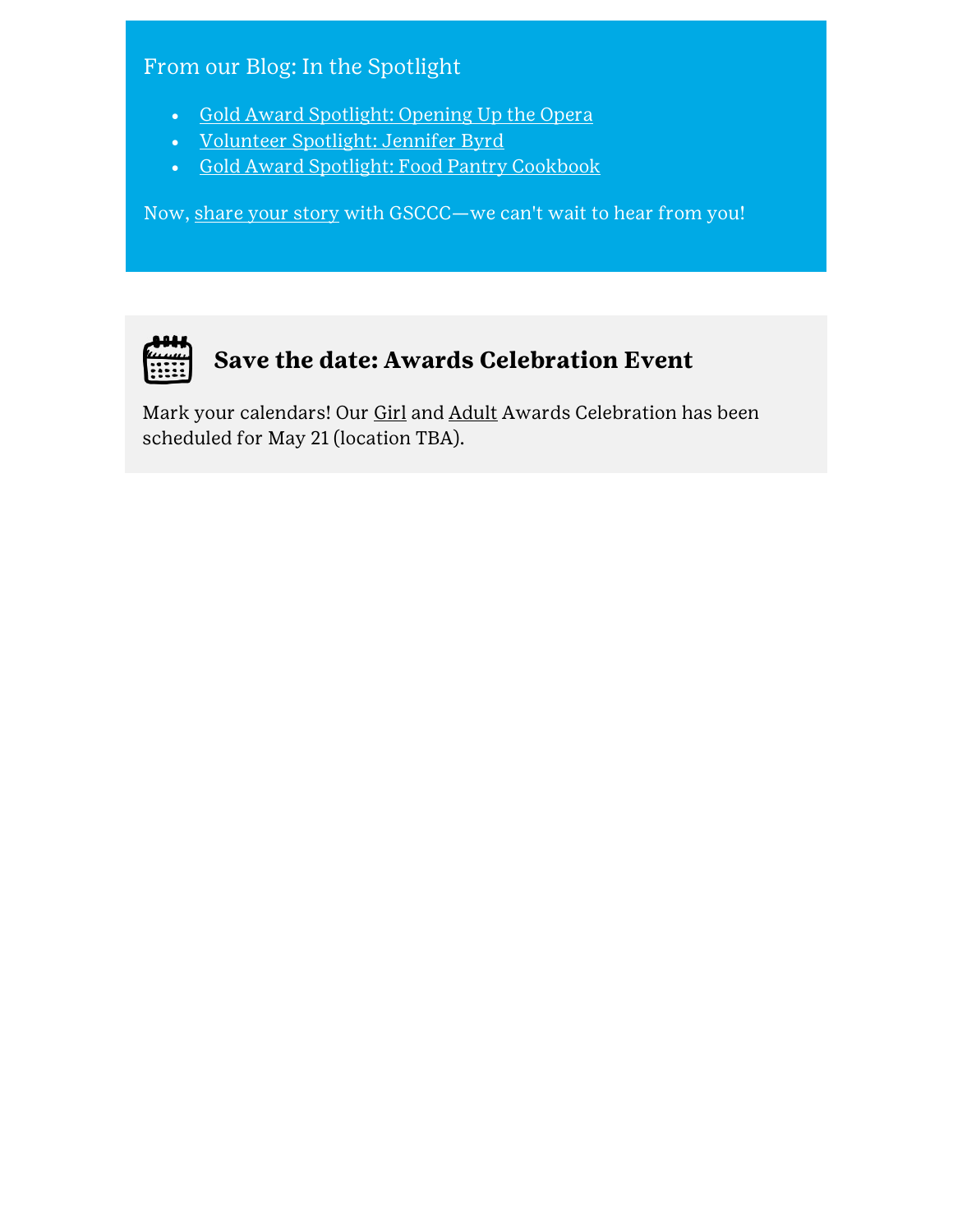## From our Blog: In the Spotlight

- Gold Award Spotlight: Opening Up the Opera
- Volunteer Spotlight: Jennifer Byrd
- Gold Award Spotlight: Food Pantry Cookbook

Now, share your story with GSCCC—we can't wait to hear from you!

## Save the date: Awards Celebration Event

Mark your calendars! Our Girl and Adult Awards Celebration has been scheduled for May 21 (location TBA).